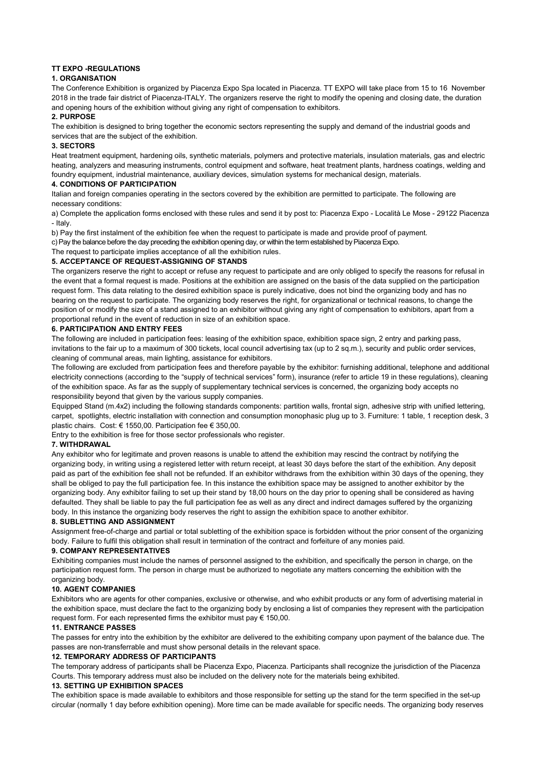# TT EXPO -REGULATIONS

## 1. ORGANISATION

The Conference Exhibition is organized by Piacenza Expo Spa located in Piacenza. TT EXPO will take place from 15 to 16 November 2018 in the trade fair district of Piacenza-ITALY. The organizers reserve the right to modify the opening and closing date, the duration and opening hours of the exhibition without giving any right of compensation to exhibitors.

## 2. PURPOSE

The exhibition is designed to bring together the economic sectors representing the supply and demand of the industrial goods and services that are the subject of the exhibition.

## 3. SECTORS

Heat treatment equipment, hardening oils, synthetic materials, polymers and protective materials, insulation materials, gas and electric heating, analyzers and measuring instruments, control equipment and software, heat treatment plants, hardness coatings, welding and foundry equipment, industrial maintenance, auxiliary devices, simulation systems for mechanical design, materials.

## 4. CONDITIONS OF PARTICIPATION

Italian and foreign companies operating in the sectors covered by the exhibition are permitted to participate. The following are necessary conditions:

a) Complete the application forms enclosed with these rules and send it by post to: Piacenza Expo - Località Le Mose - 29122 Piacenza - Italy.

b) Pay the first instalment of the exhibition fee when the request to participate is made and provide proof of payment.

c) Pay the balance before the day preceding the exhibition opening day, or within the term established by Piacenza Expo.

The request to participate implies acceptance of all the exhibition rules.

## 5. ACCEPTANCE OF REQUEST-ASSIGNING OF STANDS

The organizers reserve the right to accept or refuse any request to participate and are only obliged to specify the reasons for refusal in the event that a formal request is made. Positions at the exhibition are assigned on the basis of the data supplied on the participation request form. This data relating to the desired exhibition space is purely indicative, does not bind the organizing body and has no bearing on the request to participate. The organizing body reserves the right, for organizational or technical reasons, to change the position of or modify the size of a stand assigned to an exhibitor without giving any right of compensation to exhibitors, apart from a proportional refund in the event of reduction in size of an exhibition space.

## 6. PARTICIPATION AND ENTRY FEES

The following are included in participation fees: leasing of the exhibition space, exhibition space sign, 2 entry and parking pass, invitations to the fair up to a maximum of 300 tickets, local council advertising tax (up to 2 sq.m.), security and public order services, cleaning of communal areas, main lighting, assistance for exhibitors.

The following are excluded from participation fees and therefore payable by the exhibitor: furnishing additional, telephone and additional electricity connections (according to the "supply of technical services" form), insurance (refer to article 19 in these regulations), cleaning of the exhibition space. As far as the supply of supplementary technical services is concerned, the organizing body accepts no responsibility beyond that given by the various supply companies.

Equipped Stand (m.4x2) including the following standards components: partition walls, frontal sign, adhesive strip with unified lettering, carpet, spotlights, electric installation with connection and consumption monophasic plug up to 3. Furniture: 1 table, 1 reception desk, 3 plastic chairs. Cost: € 1550,00. Participation fee € 350,00.

Entry to the exhibition is free for those sector professionals who register.

## 7. WITHDRAWAL

Any exhibitor who for legitimate and proven reasons is unable to attend the exhibition may rescind the contract by notifying the organizing body, in writing using a registered letter with return receipt, at least 30 days before the start of the exhibition. Any deposit paid as part of the exhibition fee shall not be refunded. If an exhibitor withdraws from the exhibition within 30 days of the opening, they shall be obliged to pay the full participation fee. In this instance the exhibition space may be assigned to another exhibitor by the organizing body. Any exhibitor failing to set up their stand by 18,00 hours on the day prior to opening shall be considered as having defaulted. They shall be liable to pay the full participation fee as well as any direct and indirect damages suffered by the organizing body. In this instance the organizing body reserves the right to assign the exhibition space to another exhibitor.

## 8. SUBLETTING AND ASSIGNMENT

Assignment free-of-charge and partial or total subletting of the exhibition space is forbidden without the prior consent of the organizing body. Failure to fulfil this obligation shall result in termination of the contract and forfeiture of any monies paid.

## 9. COMPANY REPRESENTATIVES

Exhibiting companies must include the names of personnel assigned to the exhibition, and specifically the person in charge, on the participation request form. The person in charge must be authorized to negotiate any matters concerning the exhibition with the organizing body.

## 10. AGENT COMPANIES

Exhibitors who are agents for other companies, exclusive or otherwise, and who exhibit products or any form of advertising material in the exhibition space, must declare the fact to the organizing body by enclosing a list of companies they represent with the participation request form. For each represented firms the exhibitor must pay € 150,00.

## 11. ENTRANCE PASSES

The passes for entry into the exhibition by the exhibitor are delivered to the exhibiting company upon payment of the balance due. The passes are non-transferrable and must show personal details in the relevant space.

## 12. TEMPORARY ADDRESS OF PARTICIPANTS

The temporary address of participants shall be Piacenza Expo, Piacenza. Participants shall recognize the jurisdiction of the Piacenza Courts. This temporary address must also be included on the delivery note for the materials being exhibited.

## 13. SETTING UP EXHIBITION SPACES

The exhibition space is made available to exhibitors and those responsible for setting up the stand for the term specified in the set-up circular (normally 1 day before exhibition opening). More time can be made available for specific needs. The organizing body reserves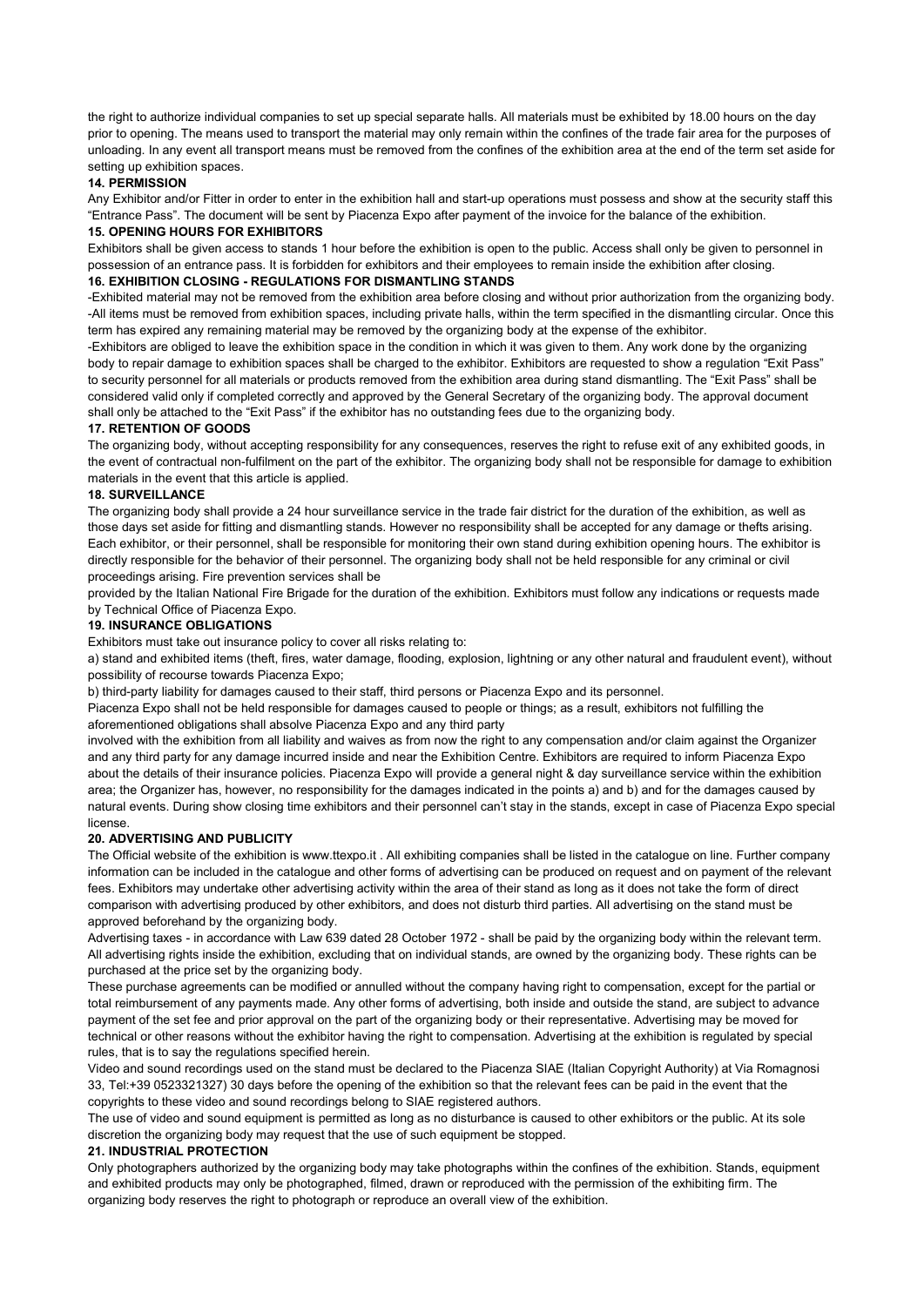the right to authorize individual companies to set up special separate halls. All materials must be exhibited by 18.00 hours on the day prior to opening. The means used to transport the material may only remain within the confines of the trade fair area for the purposes of unloading. In any event all transport means must be removed from the confines of the exhibition area at the end of the term set aside for setting up exhibition spaces.

**14. PERMISSION**

Any Exhibitor and/or Fitter in order to enter in the exhibition hall and start-up operations must possess and show at the security staff this "Entrance Pass". The document will be sent by Piacenza Expo after payment of the invoice for the balance of the exhibition.

**15. OPENING HOURS FOR EXHIBITORS**

Exhibitors shall be given access to stands 1 hour before the exhibition is open to the public. Access shall only be given to personnel in possession of an entrance pass. It is forbidden for exhibitors and their employees to remain inside the exhibition after closing.

**16. EXHIBITION CLOSING - REGULATIONS FOR DISMANTLING STANDS**

-Exhibited material may not be removed from the exhibition area before closing and without prior authorization from the organizing body.
-All items must be removed from exhibition spaces, including private halls, within the term specified in the dismantling circular. Once this term has expired any remaining material may be removed by the organizing body at the expense of the exhibitor.
-Exhibitors are obliged to leave the exhibition space in the condition in which it was given to them. Any work done by the organizing body to repair damage to exhibition spaces shall be charged to the exhibitor. Exhibitors are requested to show a regulation "Exit Pass" to security personnel for all materials or products removed from the exhibition area during stand dismantling. The "Exit Pass" shall be considered valid only if completed correctly and approved by the General Secretary of the organizing body. The approval document shall only be attached to the "Exit Pass" if the exhibitor has no outstanding fees due to the organizing body.

**17. RETENTION OF GOODS**

The organizing body, without accepting responsibility for any consequences, reserves the right to refuse exit of any exhibited goods, in the event of contractual non-fulfilment on the part of the exhibitor. The organizing body shall not be responsible for damage to exhibition materials in the event that this article is applied.

**18. SURVEILLANCE**

The organizing body shall provide a 24 hour surveillance service in the trade fair district for the duration of the exhibition, as well as those days set aside for fitting and dismantling stands. However no responsibility shall be accepted for any damage or thefts arising. Each exhibitor, or their personnel, shall be responsible for monitoring their own stand during exhibition opening hours. The exhibitor is directly responsible for the behavior of their personnel. The organizing body shall not be held responsible for any criminal or civil proceedings arising. Fire prevention services shall be
provided by the Italian National Fire Brigade for the duration of the exhibition. Exhibitors must follow any indications or requests made by Technical Office of Piacenza Expo.

**19. INSURANCE OBLIGATIONS**

Exhibitors must take out insurance policy to cover all risks relating to:

a) stand and exhibited items (theft, fires, water damage, flooding, explosion, lightning or any other natural and fraudulent event), without possibility of recourse towards Piacenza Expo;

b) third-party liability for damages caused to their staff, third persons or Piacenza Expo and its personnel.

Piacenza Expo shall not be held responsible for damages caused to people or things; as a result, exhibitors not fulfilling the aforementioned obligations shall absolve Piacenza Expo and any third party
involved with the exhibition from all liability and waives as from now the right to any compensation and/or claim against the Organizer and any third party for any damage incurred inside and near the Exhibition Centre. Exhibitors are required to inform Piacenza Expo about the details of their insurance policies. Piacenza Expo will provide a general night & day surveillance service within the exhibition area; the Organizer has, however, no responsibility for the damages indicated in the points a) and b) and for the damages caused by natural events. During show closing time exhibitors and their personnel can't stay in the stands, except in case of Piacenza Expo special license.

**20. ADVERTISING AND PUBLICITY**

The Official website of the exhibition is www.ttexpo.it . All exhibiting companies shall be listed in the catalogue on line. Further company information can be included in the catalogue and other forms of advertising can be produced on request and on payment of the relevant fees. Exhibitors may undertake other advertising activity within the area of their stand as long as it does not take the form of direct comparison with advertising produced by other exhibitors, and does not disturb third parties. All advertising on the stand must be approved beforehand by the organizing body.

Advertising taxes - in accordance with Law 639 dated 28 October 1972 - shall be paid by the organizing body within the relevant term. All advertising rights inside the exhibition, excluding that on individual stands, are owned by the organizing body. These rights can be purchased at the price set by the organizing body.

These purchase agreements can be modified or annulled without the company having right to compensation, except for the partial or total reimbursement of any payments made. Any other forms of advertising, both inside and outside the stand, are subject to advance payment of the set fee and prior approval on the part of the organizing body or their representative. Advertising may be moved for technical or other reasons without the exhibitor having the right to compensation. Advertising at the exhibition is regulated by special rules, that is to say the regulations specified herein.

Video and sound recordings used on the stand must be declared to the Piacenza SIAE (Italian Copyright Authority) at Via Romagnosi 33, Tel:+39 0523321327) 30 days before the opening of the exhibition so that the relevant fees can be paid in the event that the copyrights to these video and sound recordings belong to SIAE registered authors.

The use of video and sound equipment is permitted as long as no disturbance is caused to other exhibitors or the public. At its sole discretion the organizing body may request that the use of such equipment be stopped.

**21. INDUSTRIAL PROTECTION**

Only photographers authorized by the organizing body may take photographs within the confines of the exhibition. Stands, equipment and exhibited products may only be photographed, filmed, drawn or reproduced with the permission of the exhibiting firm. The organizing body reserves the right to photograph or reproduce an overall view of the exhibition.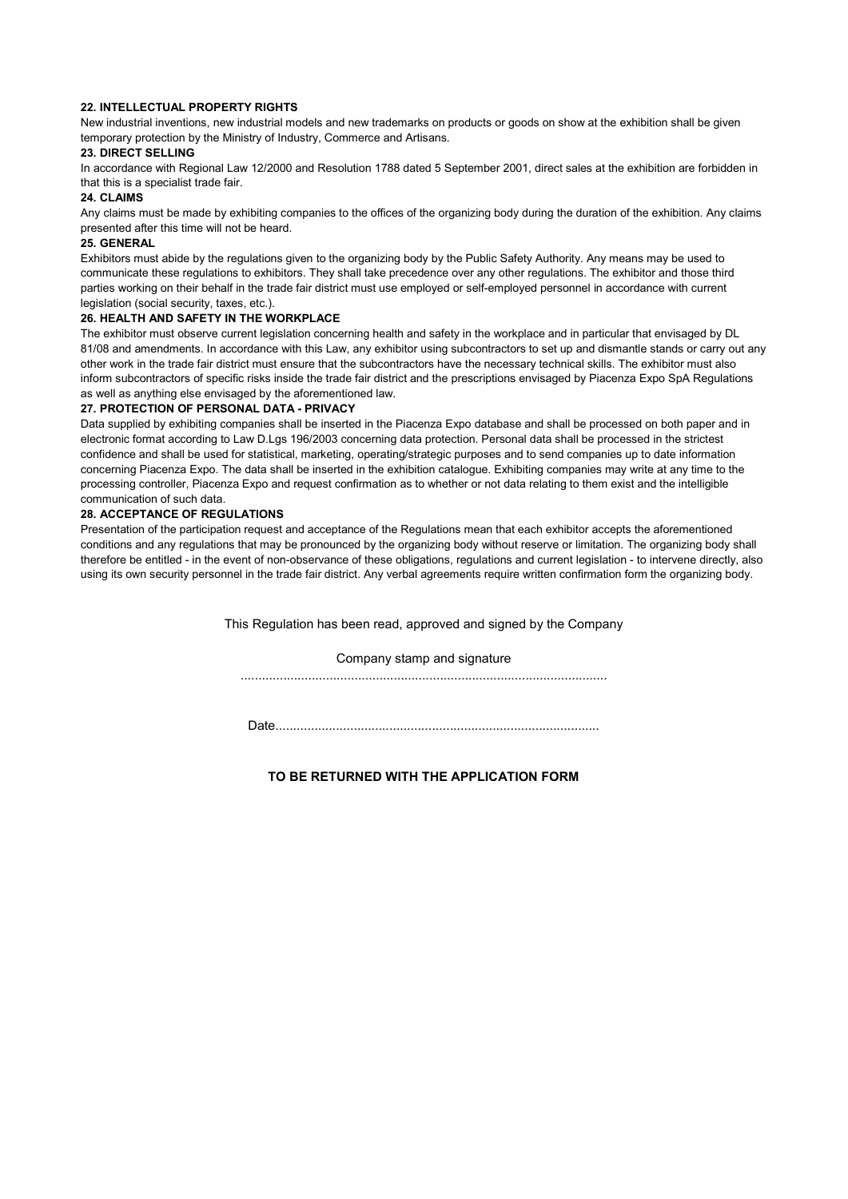**22. INTELLECTUAL PROPERTY RIGHTS**

New industrial inventions, new industrial models and new trademarks on products or goods on show at the exhibition shall be given temporary protection by the Ministry of Industry, Commerce and Artisans.

**23. DIRECT SELLING**

In accordance with Regional Law 12/2000 and Resolution 1788 dated 5 September 2001, direct sales at the exhibition are forbidden in that this is a specialist trade fair.

**24. CLAIMS**

Any claims must be made by exhibiting companies to the offices of the organizing body during the duration of the exhibition. Any claims presented after this time will not be heard.

**25. GENERAL**

Exhibitors must abide by the regulations given to the organizing body by the Public Safety Authority. Any means may be used to communicate these regulations to exhibitors. They shall take precedence over any other regulations. The exhibitor and those third parties working on their behalf in the trade fair district must use employed or self-employed personnel in accordance with current legislation (social security, taxes, etc.).

**26. HEALTH AND SAFETY IN THE WORKPLACE**

The exhibitor must observe current legislation concerning health and safety in the workplace and in particular that envisaged by DL 81/08 and amendments. In accordance with this Law, any exhibitor using subcontractors to set up and dismantle stands or carry out any other work in the trade fair district must ensure that the subcontractors have the necessary technical skills. The exhibitor must also inform subcontractors of specific risks inside the trade fair district and the prescriptions envisaged by Piacenza Expo SpA Regulations as well as anything else envisaged by the aforementioned law.

**27. PROTECTION OF PERSONAL DATA - PRIVACY**

Data supplied by exhibiting companies shall be inserted in the Piacenza Expo database and shall be processed on both paper and in electronic format according to Law D.Lgs 196/2003 concerning data protection. Personal data shall be processed in the strictest confidence and shall be used for statistical, marketing, operating/strategic purposes and to send companies up to date information concerning Piacenza Expo. The data shall be inserted in the exhibition catalogue. Exhibiting companies may write at any time to the processing controller, Piacenza Expo and request confirmation as to whether or not data relating to them exist and the intelligible communication of such data.

**28. ACCEPTANCE OF REGULATIONS**

Presentation of the participation request and acceptance of the Regulations mean that each exhibitor accepts the aforementioned conditions and any regulations that may be pronounced by the organizing body without reserve or limitation. The organizing body shall therefore be entitled - in the event of non-observance of these obligations, regulations and current legislation - to intervene directly, also using its own security personnel in the trade fair district. Any verbal agreements require written confirmation form the organizing body.

This Regulation has been read, approved and signed by the Company

Company stamp and signature

......................................................................................................

Date..........................................................................................

**TO BE RETURNED WITH THE APPLICATION FORM**